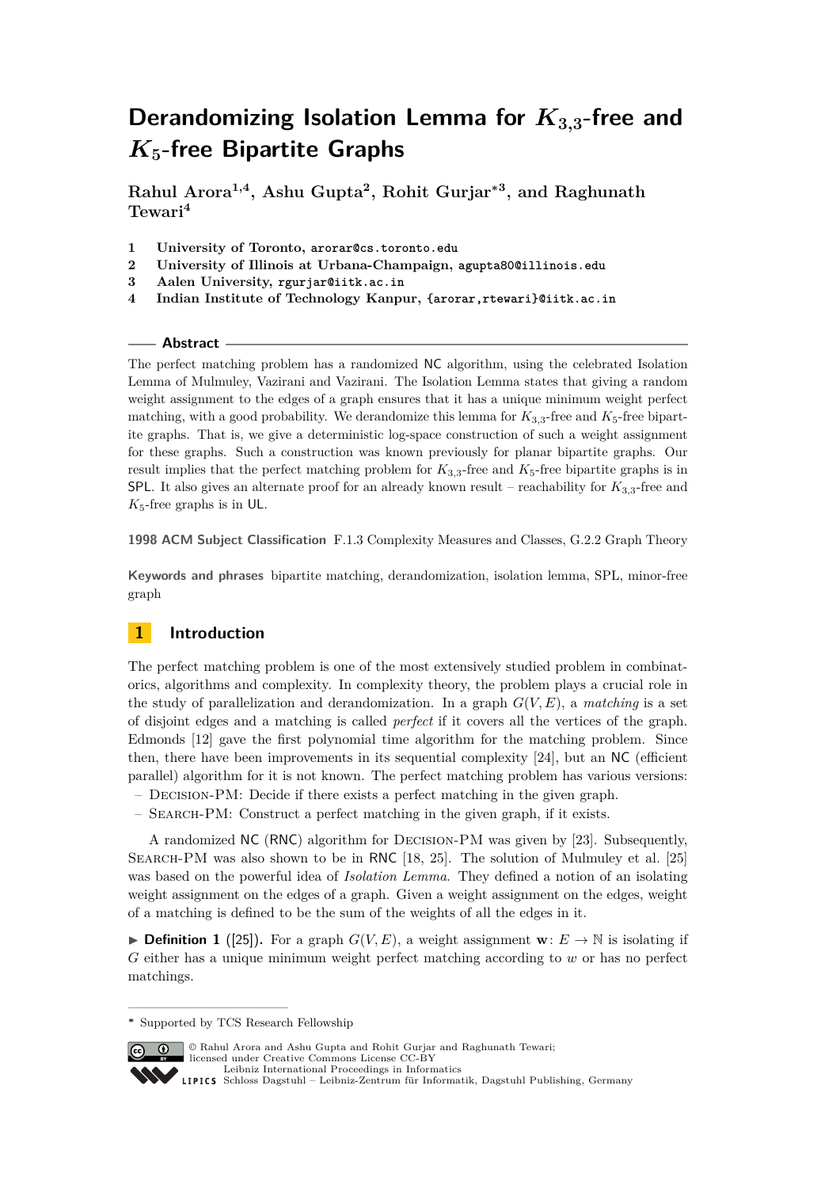# Derandomizing Isolation Lemma for $K_{3,3}$-free and $K_5$-free Bipartite Graphs

**Rahul Arora[1,4], Ashu Gupta[2], Rohit Gurjar[*3], and Raghunath Tewari[4]**

1. **University of Toronto,** `arorar@cs.toronto.edu`
2. **University of Illinois at Urbana-Champaign,** `agupta80@illinois.edu`
3. **Aalen University,** `rgurjar@iitk.ac.in`
4. **Indian Institute of Technology Kanpur,** `{arorar,rtewari}@iitk.ac.in`

## Abstract

The perfect matching problem has a randomized NC algorithm, using the celebrated Isolation Lemma of Mulmuley, Vazirani and Vazirani. The Isolation Lemma states that giving a random weight assignment to the edges of a graph ensures that it has a unique minimum weight perfect matching, with a good probability. We derandomize this lemma for $K_{3,3}$-free and $K_5$-free bipartite graphs. That is, we give a deterministic log-space construction of such a weight assignment for these graphs. Such a construction was known previously for planar bipartite graphs. Our result implies that the perfect matching problem for $K_{3,3}$-free and $K_5$-free bipartite graphs is in SPL. It also gives an alternate proof for an already known result – reachability for $K_{3,3}$-free and $K_5$-free graphs is in UL.

**1998 ACM Subject Classification** F.1.3 Complexity Measures and Classes, G.2.2 Graph Theory

**Keywords and phrases** bipartite matching, derandomization, isolation lemma, SPL, minor-free graph

## 1 Introduction

The perfect matching problem is one of the most extensively studied problem in combinatorics, algorithms and complexity. In complexity theory, the problem plays a crucial role in the study of parallelization and derandomization. In a graph $G(V, E)$, a *matching* is a set of disjoint edges and a matching is called *perfect* if it covers all the vertices of the graph. Edmonds [12] gave the first polynomial time algorithm for the matching problem. Since then, there have been improvements in its sequential complexity [24], but an NC (efficient parallel) algorithm for it is not known. The perfect matching problem has various versions:

- Decision-PM: Decide if there exists a perfect matching in the given graph.
- Search-PM: Construct a perfect matching in the given graph, if it exists.

A randomized NC (RNC) algorithm for Decision-PM was given by [23]. Subsequently, Search-PM was also shown to be in RNC [18, 25]. The solution of Mulmuley et al. [25] was based on the powerful idea of *Isolation Lemma*. They defined a notion of an isolating weight assignment on the edges of a graph. Given a weight assignment on the edges, weight of a matching is defined to be the sum of the weights of all the edges in it.

▶ **Definition 1** ([25]). For a graph $G(V, E)$, a weight assignment $\mathbf{w}: E \to \mathbb{N}$ is isolating if $G$ either has a unique minimum weight perfect matching according to $w$ or has no perfect matchings.

[*] Supported by TCS Research Fellowship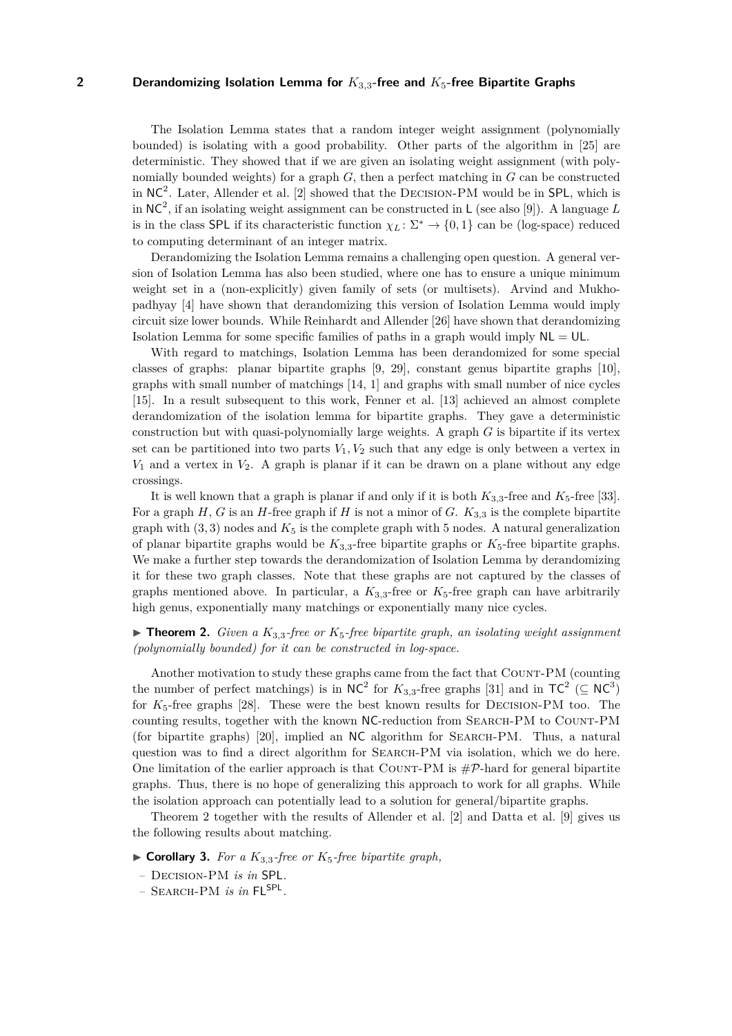The Isolation Lemma states that a random integer weight assignment (polynomially bounded) is isolating with a good probability. Other parts of the algorithm in [25] are deterministic. They showed that if we are given an isolating weight assignment (with polynomially bounded weights) for a graph $G$, then a perfect matching in $G$ can be constructed in $\mathsf{NC}^2$. Later, Allender et al. [2] showed that the Decision-PM would be in $\mathsf{SPL}$, which is in $\mathsf{NC}^2$, if an isolating weight assignment can be constructed in $\mathsf{L}$ (see also [9]). A language $L$ is in the class $\mathsf{SPL}$ if its characteristic function $\chi_L \colon \Sigma^* \to \{0,1\}$ can be (log-space) reduced to computing determinant of an integer matrix.

Derandomizing the Isolation Lemma remains a challenging open question. A general version of Isolation Lemma has also been studied, where one has to ensure a unique minimum weight set in a (non-explicitly) given family of sets (or multisets). Arvind and Mukhopadhyay [4] have shown that derandomizing this version of Isolation Lemma would imply circuit size lower bounds. While Reinhardt and Allender [26] have shown that derandomizing Isolation Lemma for some specific families of paths in a graph would imply $\mathsf{NL} = \mathsf{UL}$.

With regard to matchings, Isolation Lemma has been derandomized for some special classes of graphs: planar bipartite graphs [9, 29], constant genus bipartite graphs [10], graphs with small number of matchings [14, 1] and graphs with small number of nice cycles [15]. In a result subsequent to this work, Fenner et al. [13] achieved an almost complete derandomization of the isolation lemma for bipartite graphs. They gave a deterministic construction but with quasi-polynomially large weights. A graph $G$ is bipartite if its vertex set can be partitioned into two parts $V_1, V_2$ such that any edge is only between a vertex in $V_1$ and a vertex in $V_2$. A graph is planar if it can be drawn on a plane without any edge crossings.

It is well known that a graph is planar if and only if it is both $K_{3,3}$-free and $K_5$-free [33]. For a graph $H$, $G$ is an $H$-free graph if $H$ is not a minor of $G$. $K_{3,3}$ is the complete bipartite graph with $(3,3)$ nodes and $K_5$ is the complete graph with 5 nodes. A natural generalization of planar bipartite graphs would be $K_{3,3}$-free bipartite graphs or $K_5$-free bipartite graphs. We make a further step towards the derandomization of Isolation Lemma by derandomizing it for these two graph classes. Note that these graphs are not captured by the classes of graphs mentioned above. In particular, a $K_{3,3}$-free or $K_5$-free graph can have arbitrarily high genus, exponentially many matchings or exponentially many nice cycles.

▶ **Theorem 2.** *Given a $K_{3,3}$-free or $K_5$-free bipartite graph, an isolating weight assignment (polynomially bounded) for it can be constructed in log-space.*

Another motivation to study these graphs came from the fact that Count-PM (counting the number of perfect matchings) is in $\mathsf{NC}^2$ for $K_{3,3}$-free graphs [31] and in $\mathsf{TC}^2$ ($\subseteq \mathsf{NC}^3$) for $K_5$-free graphs [28]. These were the best known results for Decision-PM too. The counting results, together with the known $\mathsf{NC}$-reduction from Search-PM to Count-PM (for bipartite graphs) [20], implied an $\mathsf{NC}$ algorithm for Search-PM. Thus, a natural question was to find a direct algorithm for Search-PM via isolation, which we do here. One limitation of the earlier approach is that Count-PM is $\#\mathcal{P}$-hard for general bipartite graphs. Thus, there is no hope of generalizing this approach to work for all graphs. While the isolation approach can potentially lead to a solution for general/bipartite graphs.

Theorem 2 together with the results of Allender et al. [2] and Datta et al. [9] gives us the following results about matching.

▶ **Corollary 3.** *For a $K_{3,3}$-free or $K_5$-free bipartite graph,*

- Decision-PM *is in* $\mathsf{SPL}$.
- Search-PM *is in* $\mathsf{FL}^{\mathsf{SPL}}$.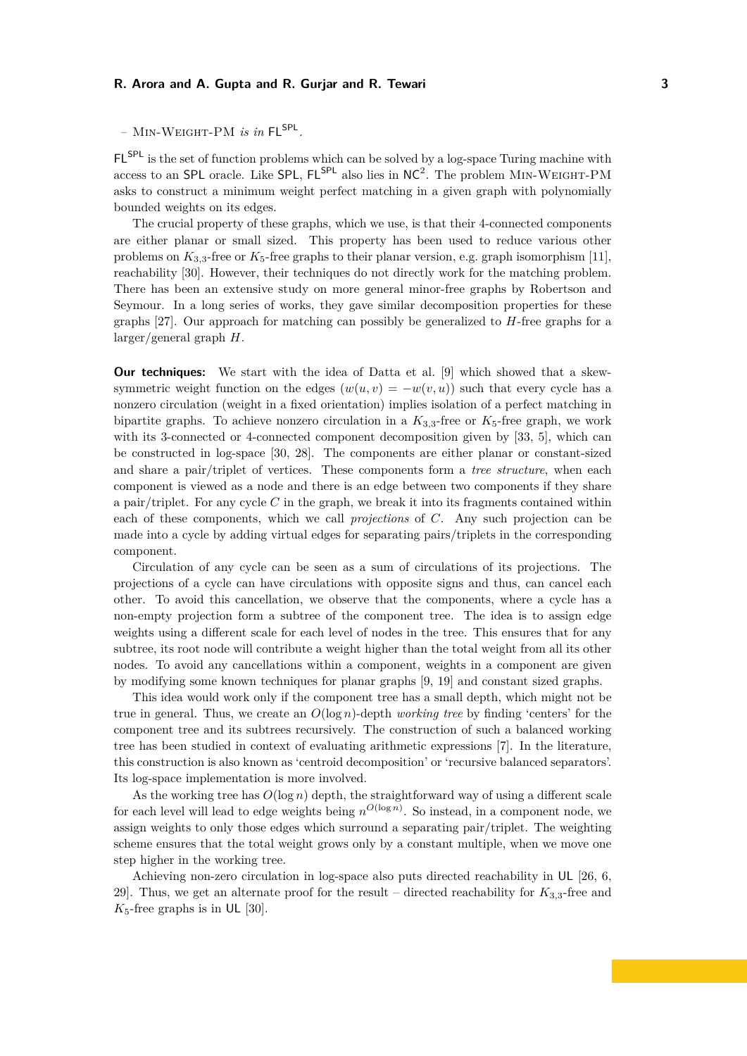– Min-Weight-PM *is in* $\mathsf{FL}^{\mathsf{SPL}}$.

$\mathsf{FL}^{\mathsf{SPL}}$ is the set of function problems which can be solved by a log-space Turing machine with access to an SPL oracle. Like SPL, $\mathsf{FL}^{\mathsf{SPL}}$ also lies in $\mathsf{NC}^2$. The problem Min-Weight-PM asks to construct a minimum weight perfect matching in a given graph with polynomially bounded weights on its edges.

The crucial property of these graphs, which we use, is that their 4-connected components are either planar or small sized. This property has been used to reduce various other problems on $K_{3,3}$-free or $K_5$-free graphs to their planar version, e.g. graph isomorphism [11], reachability [30]. However, their techniques do not directly work for the matching problem. There has been an extensive study on more general minor-free graphs by Robertson and Seymour. In a long series of works, they gave similar decomposition properties for these graphs [27]. Our approach for matching can possibly be generalized to $H$-free graphs for a larger/general graph $H$.

**Our techniques:** We start with the idea of Datta et al. [9] which showed that a skew-symmetric weight function on the edges ($w(u,v) = -w(v,u)$) such that every cycle has a nonzero circulation (weight in a fixed orientation) implies isolation of a perfect matching in bipartite graphs. To achieve nonzero circulation in a $K_{3,3}$-free or $K_5$-free graph, we work with its 3-connected or 4-connected component decomposition given by [33, 5], which can be constructed in log-space [30, 28]. The components are either planar or constant-sized and share a pair/triplet of vertices. These components form a *tree structure*, when each component is viewed as a node and there is an edge between two components if they share a pair/triplet. For any cycle $C$ in the graph, we break it into its fragments contained within each of these components, which we call *projections* of $C$. Any such projection can be made into a cycle by adding virtual edges for separating pairs/triplets in the corresponding component.

Circulation of any cycle can be seen as a sum of circulations of its projections. The projections of a cycle can have circulations with opposite signs and thus, can cancel each other. To avoid this cancellation, we observe that the components, where a cycle has a non-empty projection form a subtree of the component tree. The idea is to assign edge weights using a different scale for each level of nodes in the tree. This ensures that for any subtree, its root node will contribute a weight higher than the total weight from all its other nodes. To avoid any cancellations within a component, weights in a component are given by modifying some known techniques for planar graphs [9, 19] and constant sized graphs.

This idea would work only if the component tree has a small depth, which might not be true in general. Thus, we create an $O(\log n)$-depth *working tree* by finding 'centers' for the component tree and its subtrees recursively. The construction of such a balanced working tree has been studied in context of evaluating arithmetic expressions [7]. In the literature, this construction is also known as 'centroid decomposition' or 'recursive balanced separators'. Its log-space implementation is more involved.

As the working tree has $O(\log n)$ depth, the straightforward way of using a different scale for each level will lead to edge weights being $n^{O(\log n)}$. So instead, in a component node, we assign weights to only those edges which surround a separating pair/triplet. The weighting scheme ensures that the total weight grows only by a constant multiple, when we move one step higher in the working tree.

Achieving non-zero circulation in log-space also puts directed reachability in UL [26, 6, 29]. Thus, we get an alternate proof for the result – directed reachability for $K_{3,3}$-free and $K_5$-free graphs is in UL [30].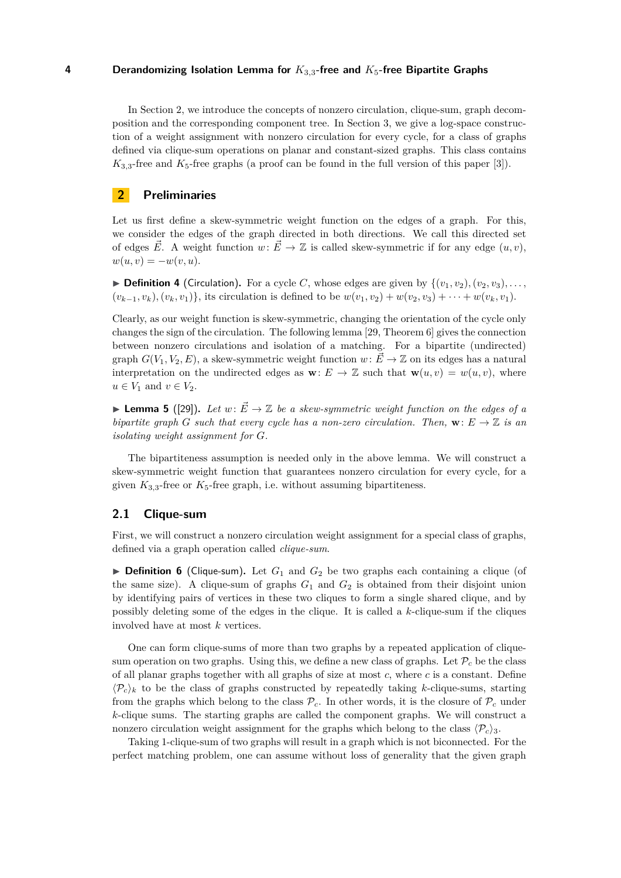In Section 2, we introduce the concepts of nonzero circulation, clique-sum, graph decomposition and the corresponding component tree. In Section 3, we give a log-space construction of a weight assignment with nonzero circulation for every cycle, for a class of graphs defined via clique-sum operations on planar and constant-sized graphs. This class contains $K_{3,3}$-free and $K_5$-free graphs (a proof can be found in the full version of this paper [3]).

## 2 Preliminaries

Let us first define a skew-symmetric weight function on the edges of a graph. For this, we consider the edges of the graph directed in both directions. We call this directed set of edges $\vec{E}$. A weight function $w\colon \vec{E} \to \mathbb{Z}$ is called skew-symmetric if for any edge $(u, v)$, $w(u, v) = -w(v, u)$.

▶ **Definition 4** (Circulation). *For a cycle $C$, whose edges are given by $\{(v_1, v_2), (v_2, v_3), \ldots, (v_{k-1}, v_k), (v_k, v_1)\}$, its circulation is defined to be $w(v_1, v_2) + w(v_2, v_3) + \cdots + w(v_k, v_1)$.*

Clearly, as our weight function is skew-symmetric, changing the orientation of the cycle only changes the sign of the circulation. The following lemma [29, Theorem 6] gives the connection between nonzero circulations and isolation of a matching. For a bipartite (undirected) graph $G(V_1, V_2, E)$, a skew-symmetric weight function $w\colon \vec{E} \to \mathbb{Z}$ on its edges has a natural interpretation on the undirected edges as $\mathbf{w}\colon E \to \mathbb{Z}$ such that $\mathbf{w}(u, v) = w(u, v)$, where $u \in V_1$ and $v \in V_2$.

▶ **Lemma 5** ([29]). *Let $w\colon \vec{E} \to \mathbb{Z}$ be a skew-symmetric weight function on the edges of a bipartite graph $G$ such that every cycle has a non-zero circulation. Then, $\mathbf{w}\colon E \to \mathbb{Z}$ is an isolating weight assignment for $G$.*

The bipartiteness assumption is needed only in the above lemma. We will construct a skew-symmetric weight function that guarantees nonzero circulation for every cycle, for a given $K_{3,3}$-free or $K_5$-free graph, i.e. without assuming bipartiteness.

### 2.1 Clique-sum

First, we will construct a nonzero circulation weight assignment for a special class of graphs, defined via a graph operation called *clique-sum*.

▶ **Definition 6** (Clique-sum). Let $G_1$ and $G_2$ be two graphs each containing a clique (of the same size). A clique-sum of graphs $G_1$ and $G_2$ is obtained from their disjoint union by identifying pairs of vertices in these two cliques to form a single shared clique, and by possibly deleting some of the edges in the clique. It is called a $k$-clique-sum if the cliques involved have at most $k$ vertices.

One can form clique-sums of more than two graphs by a repeated application of clique-sum operation on two graphs. Using this, we define a new class of graphs. Let $\mathcal{P}_c$ be the class of all planar graphs together with all graphs of size at most $c$, where $c$ is a constant. Define $\langle \mathcal{P}_c \rangle_k$ to be the class of graphs constructed by repeatedly taking $k$-clique-sums, starting from the graphs which belong to the class $\mathcal{P}_c$. In other words, it is the closure of $\mathcal{P}_c$ under $k$-clique sums. The starting graphs are called the component graphs. We will construct a nonzero circulation weight assignment for the graphs which belong to the class $\langle \mathcal{P}_c \rangle_3$.

Taking 1-clique-sum of two graphs will result in a graph which is not biconnected. For the perfect matching problem, one can assume without loss of generality that the given graph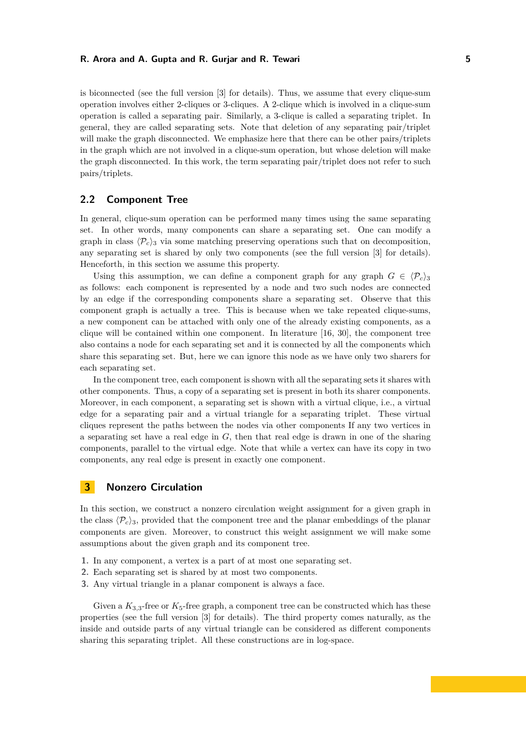is biconnected (see the full version [3] for details). Thus, we assume that every clique-sum operation involves either 2-cliques or 3-cliques. A 2-clique which is involved in a clique-sum operation is called a separating pair. Similarly, a 3-clique is called a separating triplet. In general, they are called separating sets. Note that deletion of any separating pair/triplet will make the graph disconnected. We emphasize here that there can be other pairs/triplets in the graph which are not involved in a clique-sum operation, but whose deletion will make the graph disconnected. In this work, the term separating pair/triplet does not refer to such pairs/triplets.

## 2.2 Component Tree

In general, clique-sum operation can be performed many times using the same separating set. In other words, many components can share a separating set. One can modify a graph in class $\langle \mathcal{P}_c \rangle_3$ via some matching preserving operations such that on decomposition, any separating set is shared by only two components (see the full version [3] for details). Henceforth, in this section we assume this property.

Using this assumption, we can define a component graph for any graph $G \in \langle \mathcal{P}_c \rangle_3$ as follows: each component is represented by a node and two such nodes are connected by an edge if the corresponding components share a separating set. Observe that this component graph is actually a tree. This is because when we take repeated clique-sums, a new component can be attached with only one of the already existing components, as a clique will be contained within one component. In literature [16, 30], the component tree also contains a node for each separating set and it is connected by all the components which share this separating set. But, here we can ignore this node as we have only two sharers for each separating set.

In the component tree, each component is shown with all the separating sets it shares with other components. Thus, a copy of a separating set is present in both its sharer components. Moreover, in each component, a separating set is shown with a virtual clique, i.e., a virtual edge for a separating pair and a virtual triangle for a separating triplet. These virtual cliques represent the paths between the nodes via other components If any two vertices in a separating set have a real edge in $G$, then that real edge is drawn in one of the sharing components, parallel to the virtual edge. Note that while a vertex can have its copy in two components, any real edge is present in exactly one component.

# 3 Nonzero Circulation

In this section, we construct a nonzero circulation weight assignment for a given graph in the class $\langle \mathcal{P}_c \rangle_3$, provided that the component tree and the planar embeddings of the planar components are given. Moreover, to construct this weight assignment we will make some assumptions about the given graph and its component tree.

1. In any component, a vertex is a part of at most one separating set.
2. Each separating set is shared by at most two components.
3. Any virtual triangle in a planar component is always a face.

Given a $K_{3,3}$-free or $K_5$-free graph, a component tree can be constructed which has these properties (see the full version [3] for details). The third property comes naturally, as the inside and outside parts of any virtual triangle can be considered as different components sharing this separating triplet. All these constructions are in log-space.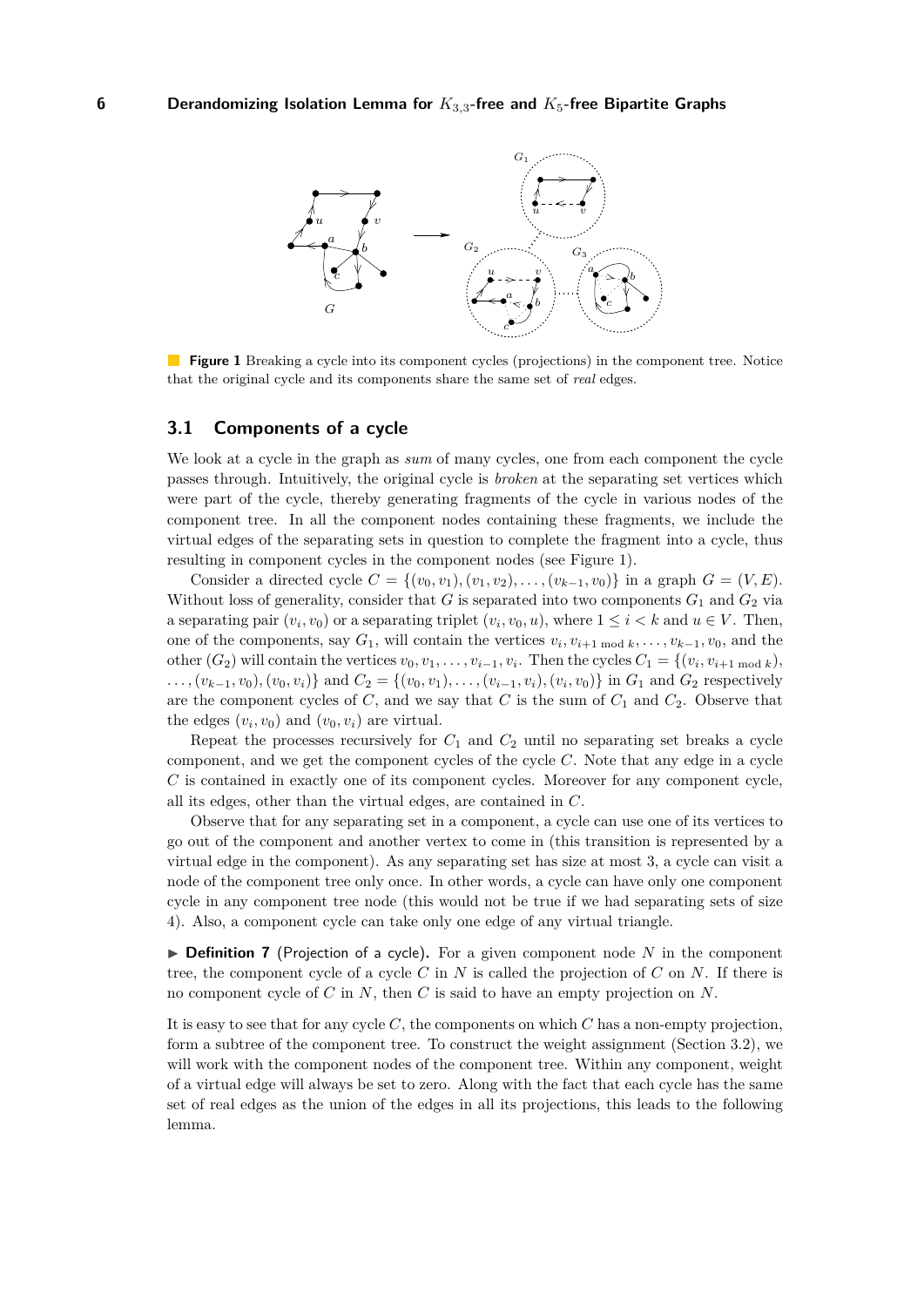**Figure 1** Breaking a cycle into its component cycles (projections) in the component tree. Notice that the original cycle and its components share the same set of *real* edges.

## 3.1 Components of a cycle

We look at a cycle in the graph as *sum* of many cycles, one from each component the cycle passes through. Intuitively, the original cycle is *broken* at the separating set vertices which were part of the cycle, thereby generating fragments of the cycle in various nodes of the component tree. In all the component nodes containing these fragments, we include the virtual edges of the separating sets in question to complete the fragment into a cycle, thus resulting in component cycles in the component nodes (see Figure 1).

Consider a directed cycle $C = \{(v_0, v_1), (v_1, v_2), \ldots, (v_{k-1}, v_0)\}$ in a graph $G = (V, E)$. Without loss of generality, consider that $G$ is separated into two components $G_1$ and $G_2$ via a separating pair $(v_i, v_0)$ or a separating triplet $(v_i, v_0, u)$, where $1 \leq i < k$ and $u \in V$. Then, one of the components, say $G_1$, will contain the vertices $v_i, v_{i+1 \bmod k}, \ldots, v_{k-1}, v_0$, and the other ($G_2$) will contain the vertices $v_0, v_1, \ldots, v_{i-1}, v_i$. Then the cycles $C_1 = \{(v_i, v_{i+1 \bmod k}), \ldots, (v_{k-1}, v_0), (v_0, v_i)\}$ and $C_2 = \{(v_0, v_1), \ldots, (v_{i-1}, v_i), (v_i, v_0)\}$ in $G_1$ and $G_2$ respectively are the component cycles of $C$, and we say that $C$ is the sum of $C_1$ and $C_2$. Observe that the edges $(v_i, v_0)$ and $(v_0, v_i)$ are virtual.

Repeat the processes recursively for $C_1$ and $C_2$ until no separating set breaks a cycle component, and we get the component cycles of the cycle $C$. Note that any edge in a cycle $C$ is contained in exactly one of its component cycles. Moreover for any component cycle, all its edges, other than the virtual edges, are contained in $C$.

Observe that for any separating set in a component, a cycle can use one of its vertices to go out of the component and another vertex to come in (this transition is represented by a virtual edge in the component). As any separating set has size at most 3, a cycle can visit a node of the component tree only once. In other words, a cycle can have only one component cycle in any component tree node (this would not be true if we had separating sets of size 4). Also, a component cycle can take only one edge of any virtual triangle.

▶ **Definition 7** (Projection of a cycle). For a given component node $N$ in the component tree, the component cycle of a cycle $C$ in $N$ is called the projection of $C$ on $N$. If there is no component cycle of $C$ in $N$, then $C$ is said to have an empty projection on $N$.

It is easy to see that for any cycle $C$, the components on which $C$ has a non-empty projection, form a subtree of the component tree. To construct the weight assignment (Section 3.2), we will work with the component nodes of the component tree. Within any component, weight of a virtual edge will always be set to zero. Along with the fact that each cycle has the same set of real edges as the union of the edges in all its projections, this leads to the following lemma.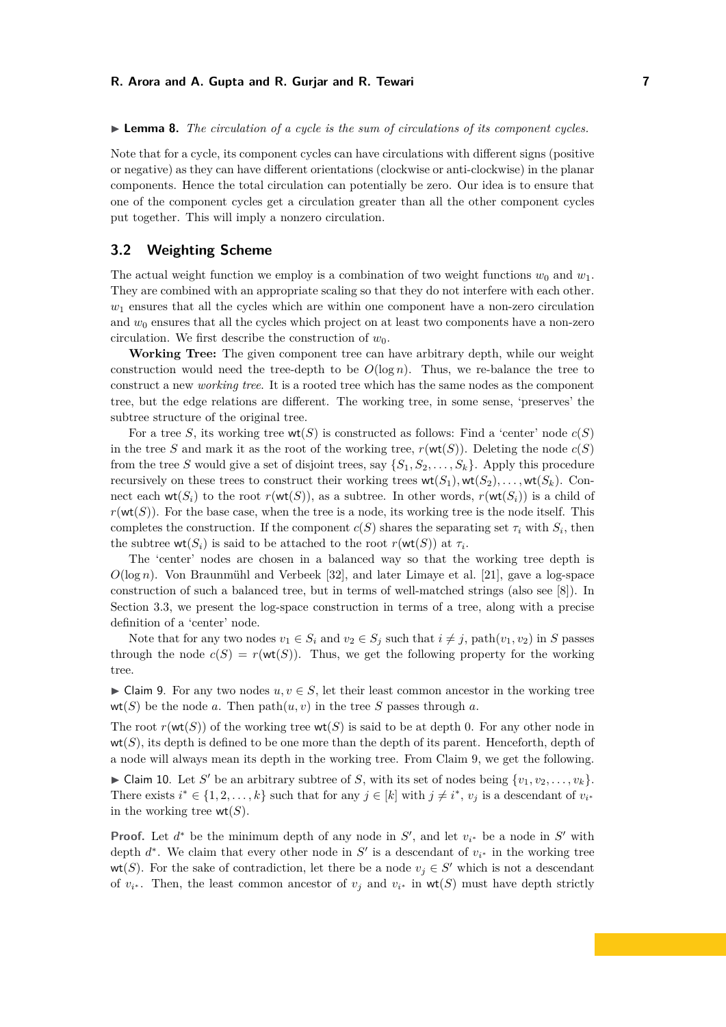▶ **Lemma 8.** *The circulation of a cycle is the sum of circulations of its component cycles.*

Note that for a cycle, its component cycles can have circulations with different signs (positive or negative) as they can have different orientations (clockwise or anti-clockwise) in the planar components. Hence the total circulation can potentially be zero. Our idea is to ensure that one of the component cycles get a circulation greater than all the other component cycles put together. This will imply a nonzero circulation.

## 3.2 Weighting Scheme

The actual weight function we employ is a combination of two weight functions $w_0$ and $w_1$. They are combined with an appropriate scaling so that they do not interfere with each other. $w_1$ ensures that all the cycles which are within one component have a non-zero circulation and $w_0$ ensures that all the cycles which project on at least two components have a non-zero circulation. We first describe the construction of $w_0$.

**Working Tree:** The given component tree can have arbitrary depth, while our weight construction would need the tree-depth to be $O(\log n)$. Thus, we re-balance the tree to construct a new *working tree*. It is a rooted tree which has the same nodes as the component tree, but the edge relations are different. The working tree, in some sense, 'preserves' the subtree structure of the original tree.

For a tree $S$, its working tree $\mathsf{wt}(S)$ is constructed as follows: Find a 'center' node $c(S)$ in the tree $S$ and mark it as the root of the working tree, $r(\mathsf{wt}(S))$. Deleting the node $c(S)$ from the tree $S$ would give a set of disjoint trees, say $\{S_1, S_2, \ldots, S_k\}$. Apply this procedure recursively on these trees to construct their working trees $\mathsf{wt}(S_1), \mathsf{wt}(S_2), \ldots, \mathsf{wt}(S_k)$. Connect each $\mathsf{wt}(S_i)$ to the root $r(\mathsf{wt}(S))$, as a subtree. In other words, $r(\mathsf{wt}(S_i))$ is a child of $r(\mathsf{wt}(S))$. For the base case, when the tree is a node, its working tree is the node itself. This completes the construction. If the component $c(S)$ shares the separating set $\tau_i$ with $S_i$, then the subtree $\mathsf{wt}(S_i)$ is said to be attached to the root $r(\mathsf{wt}(S))$ at $\tau_i$.

The 'center' nodes are chosen in a balanced way so that the working tree depth is $O(\log n)$. Von Braunmühl and Verbeek [32], and later Limaye et al. [21], gave a log-space construction of such a balanced tree, but in terms of well-matched strings (also see [8]). In Section 3.3, we present the log-space construction in terms of a tree, along with a precise definition of a 'center' node.

Note that for any two nodes $v_1 \in S_i$ and $v_2 \in S_j$ such that $i \neq j$, path$(v_1, v_2)$ in $S$ passes through the node $c(S) = r(\mathsf{wt}(S))$. Thus, we get the following property for the working tree.

▶ Claim 9. For any two nodes $u, v \in S$, let their least common ancestor in the working tree $\mathsf{wt}(S)$ be the node $a$. Then path$(u, v)$ in the tree $S$ passes through $a$.

The root $r(\mathsf{wt}(S))$ of the working tree $\mathsf{wt}(S)$ is said to be at depth 0. For any other node in $\mathsf{wt}(S)$, its depth is defined to be one more than the depth of its parent. Henceforth, depth of a node will always mean its depth in the working tree. From Claim 9, we get the following.

▶ Claim 10. Let $S'$ be an arbitrary subtree of $S$, with its set of nodes being $\{v_1, v_2, \ldots, v_k\}$. There exists $i^* \in \{1, 2, \ldots, k\}$ such that for any $j \in [k]$ with $j \neq i^*$, $v_j$ is a descendant of $v_{i^*}$ in the working tree $\mathsf{wt}(S)$.

**Proof.** Let $d^*$ be the minimum depth of any node in $S'$, and let $v_{i^*}$ be a node in $S'$ with depth $d^*$. We claim that every other node in $S'$ is a descendant of $v_{i^*}$ in the working tree $\mathsf{wt}(S)$. For the sake of contradiction, let there be a node $v_j \in S'$ which is not a descendant of $v_{i^*}$. Then, the least common ancestor of $v_j$ and $v_{i^*}$ in $\mathsf{wt}(S)$ must have depth strictly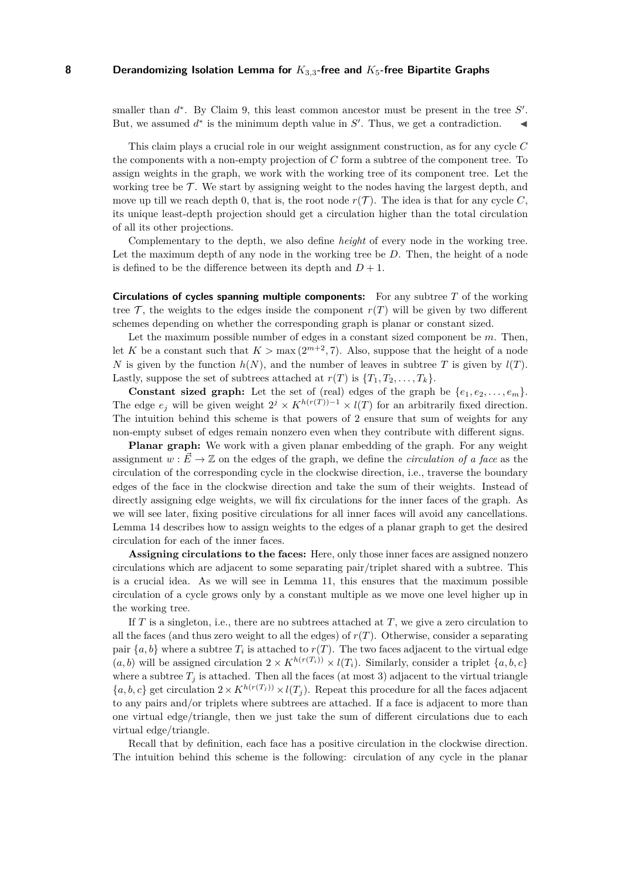smaller than $d^*$. By Claim 9, this least common ancestor must be present in the tree $S'$. But, we assumed $d^*$ is the minimum depth value in $S'$. Thus, we get a contradiction. ◀

This claim plays a crucial role in our weight assignment construction, as for any cycle $C$ the components with a non-empty projection of $C$ form a subtree of the component tree. To assign weights in the graph, we work with the working tree of its component tree. Let the working tree be $\mathcal{T}$. We start by assigning weight to the nodes having the largest depth, and move up till we reach depth 0, that is, the root node $r(\mathcal{T})$. The idea is that for any cycle $C$, its unique least-depth projection should get a circulation higher than the total circulation of all its other projections.

Complementary to the depth, we also define *height* of every node in the working tree. Let the maximum depth of any node in the working tree be $D$. Then, the height of a node is defined to be the difference between its depth and $D + 1$.

**Circulations of cycles spanning multiple components:** For any subtree $T$ of the working tree $\mathcal{T}$, the weights to the edges inside the component $r(T)$ will be given by two different schemes depending on whether the corresponding graph is planar or constant sized.

Let the maximum possible number of edges in a constant sized component be $m$. Then, let $K$ be a constant such that $K > \max(2^{m+2}, 7)$. Also, suppose that the height of a node $N$ is given by the function $h(N)$, and the number of leaves in subtree $T$ is given by $l(T)$. Lastly, suppose the set of subtrees attached at $r(T)$ is $\{T_1, T_2, \ldots, T_k\}$.

**Constant sized graph:** Let the set of (real) edges of the graph be $\{e_1, e_2, \ldots, e_m\}$. The edge $e_j$ will be given weight $2^j \times K^{h(r(T))-1} \times l(T)$ for an arbitrarily fixed direction. The intuition behind this scheme is that powers of 2 ensure that sum of weights for any non-empty subset of edges remain nonzero even when they contribute with different signs.

**Planar graph:** We work with a given planar embedding of the graph. For any weight assignment $w : \vec{E} \to \mathbb{Z}$ on the edges of the graph, we define the *circulation of a face* as the circulation of the corresponding cycle in the clockwise direction, i.e., traverse the boundary edges of the face in the clockwise direction and take the sum of their weights. Instead of directly assigning edge weights, we will fix circulations for the inner faces of the graph. As we will see later, fixing positive circulations for all inner faces will avoid any cancellations. Lemma 14 describes how to assign weights to the edges of a planar graph to get the desired circulation for each of the inner faces.

**Assigning circulations to the faces:** Here, only those inner faces are assigned nonzero circulations which are adjacent to some separating pair/triplet shared with a subtree. This is a crucial idea. As we will see in Lemma 11, this ensures that the maximum possible circulation of a cycle grows only by a constant multiple as we move one level higher up in the working tree.

If $T$ is a singleton, i.e., there are no subtrees attached at $T$, we give a zero circulation to all the faces (and thus zero weight to all the edges) of $r(T)$. Otherwise, consider a separating pair $\{a, b\}$ where a subtree $T_i$ is attached to $r(T)$. The two faces adjacent to the virtual edge $(a, b)$ will be assigned circulation $2 \times K^{h(r(T_i))} \times l(T_i)$. Similarly, consider a triplet $\{a, b, c\}$ where a subtree $T_j$ is attached. Then all the faces (at most 3) adjacent to the virtual triangle $\{a, b, c\}$ get circulation $2 \times K^{h(r(T_j))} \times l(T_j)$. Repeat this procedure for all the faces adjacent to any pairs and/or triplets where subtrees are attached. If a face is adjacent to more than one virtual edge/triangle, then we just take the sum of different circulations due to each virtual edge/triangle.

Recall that by definition, each face has a positive circulation in the clockwise direction. The intuition behind this scheme is the following: circulation of any cycle in the planar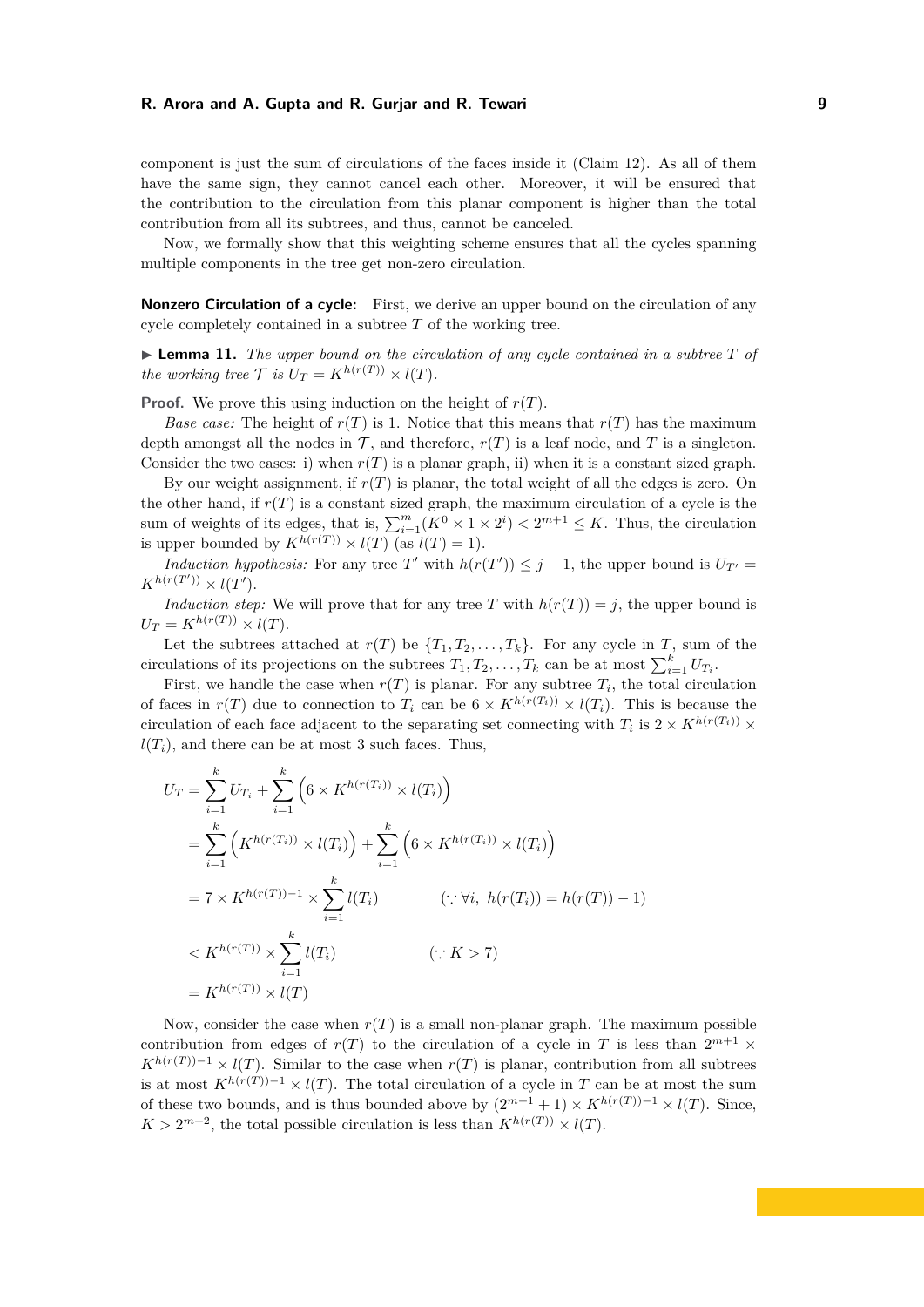component is just the sum of circulations of the faces inside it (Claim 12). As all of them have the same sign, they cannot cancel each other. Moreover, it will be ensured that the contribution to the circulation from this planar component is higher than the total contribution from all its subtrees, and thus, cannot be canceled.

Now, we formally show that this weighting scheme ensures that all the cycles spanning multiple components in the tree get non-zero circulation.

**Nonzero Circulation of a cycle:** First, we derive an upper bound on the circulation of any cycle completely contained in a subtree $T$ of the working tree.

▶ **Lemma 11.** *The upper bound on the circulation of any cycle contained in a subtree $T$ of the working tree $\mathcal{T}$ is $U_T = K^{h(r(T))} \times l(T)$.*

**Proof.** We prove this using induction on the height of $r(T)$.

*Base case:* The height of $r(T)$ is 1. Notice that this means that $r(T)$ has the maximum depth amongst all the nodes in $\mathcal{T}$, and therefore, $r(T)$ is a leaf node, and $T$ is a singleton. Consider the two cases: i) when $r(T)$ is a planar graph, ii) when it is a constant sized graph.

By our weight assignment, if $r(T)$ is planar, the total weight of all the edges is zero. On the other hand, if $r(T)$ is a constant sized graph, the maximum circulation of a cycle is the sum of weights of its edges, that is, $\sum_{i=1}^{m}(K^0 \times 1 \times 2^i) < 2^{m+1} \leq K$. Thus, the circulation is upper bounded by $K^{h(r(T))} \times l(T)$ (as $l(T) = 1$).

*Induction hypothesis:* For any tree $T'$ with $h(r(T')) \leq j - 1$, the upper bound is $U_{T'} = K^{h(r(T'))} \times l(T')$.

*Induction step:* We will prove that for any tree $T$ with $h(r(T)) = j$, the upper bound is $U_T = K^{h(r(T))} \times l(T)$.

Let the subtrees attached at $r(T)$ be $\{T_1, T_2, \ldots, T_k\}$. For any cycle in $T$, sum of the circulations of its projections on the subtrees $T_1, T_2, \ldots, T_k$ can be at most $\sum_{i=1}^{k} U_{T_i}$.

First, we handle the case when $r(T)$ is planar. For any subtree $T_i$, the total circulation of faces in $r(T)$ due to connection to $T_i$ can be $6 \times K^{h(r(T_i))} \times l(T_i)$. This is because the circulation of each face adjacent to the separating set connecting with $T_i$ is $2 \times K^{h(r(T_i))} \times l(T_i)$, and there can be at most 3 such faces. Thus,

$$
\begin{aligned}
U_T &= \sum_{i=1}^{k} U_{T_i} + \sum_{i=1}^{k}\left(6 \times K^{h(r(T_i))} \times l(T_i)\right) \\
&= \sum_{i=1}^{k}\left(K^{h(r(T_i))} \times l(T_i)\right) + \sum_{i=1}^{k}\left(6 \times K^{h(r(T_i))} \times l(T_i)\right) \\
&= 7 \times K^{h(r(T))-1} \times \sum_{i=1}^{k} l(T_i) \qquad (\because \forall i,\ h(r(T_i)) = h(r(T)) - 1) \\
&< K^{h(r(T))} \times \sum_{i=1}^{k} l(T_i) \qquad (\because K > 7) \\
&= K^{h(r(T))} \times l(T)
\end{aligned}
$$

Now, consider the case when $r(T)$ is a small non-planar graph. The maximum possible contribution from edges of $r(T)$ to the circulation of a cycle in $T$ is less than $2^{m+1} \times K^{h(r(T))-1} \times l(T)$. Similar to the case when $r(T)$ is planar, contribution from all subtrees is at most $K^{h(r(T))-1} \times l(T)$. The total circulation of a cycle in $T$ can be at most the sum of these two bounds, and is thus bounded above by $(2^{m+1} + 1) \times K^{h(r(T))-1} \times l(T)$. Since, $K > 2^{m+2}$, the total possible circulation is less than $K^{h(r(T))} \times l(T)$.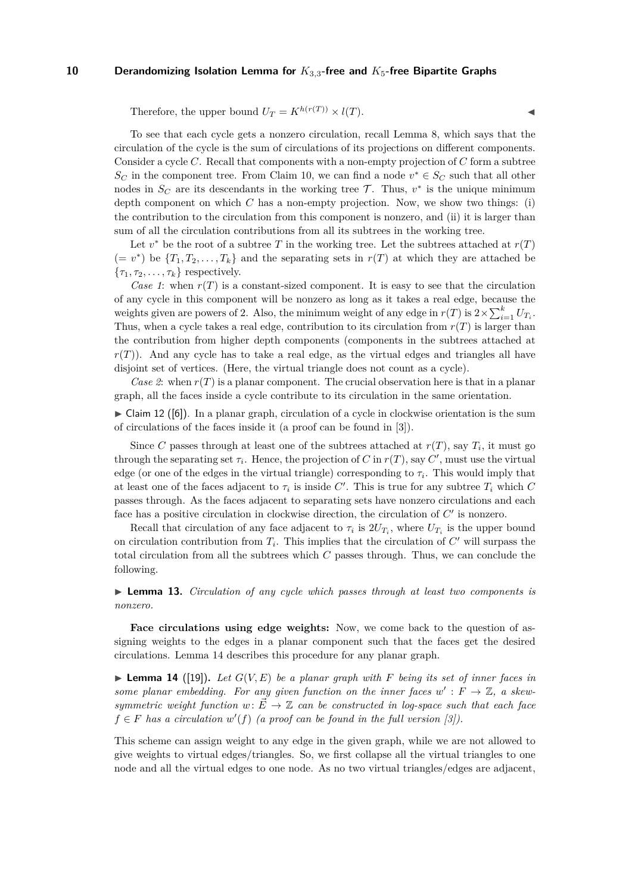Therefore, the upper bound $U_T = K^{h(r(T))} \times l(T)$. ◂

To see that each cycle gets a nonzero circulation, recall Lemma 8, which says that the circulation of the cycle is the sum of circulations of its projections on different components. Consider a cycle $C$. Recall that components with a non-empty projection of $C$ form a subtree $S_C$ in the component tree. From Claim 10, we can find a node $v^* \in S_C$ such that all other nodes in $S_C$ are its descendants in the working tree $\mathcal{T}$. Thus, $v^*$ is the unique minimum depth component on which $C$ has a non-empty projection. Now, we show two things: (i) the contribution to the circulation from this component is nonzero, and (ii) it is larger than sum of all the circulation contributions from all its subtrees in the working tree.

Let $v^*$ be the root of a subtree $T$ in the working tree. Let the subtrees attached at $r(T)$ $(= v^*)$ be $\{T_1, T_2, \ldots, T_k\}$ and the separating sets in $r(T)$ at which they are attached be $\{\tau_1, \tau_2, \ldots, \tau_k\}$ respectively.

*Case 1*: when $r(T)$ is a constant-sized component. It is easy to see that the circulation of any cycle in this component will be nonzero as long as it takes a real edge, because the weights given are powers of 2. Also, the minimum weight of any edge in $r(T)$ is $2 \times \sum_{i=1}^{k} U_{T_i}$. Thus, when a cycle takes a real edge, contribution to its circulation from $r(T)$ is larger than the contribution from higher depth components (components in the subtrees attached at $r(T)$). And any cycle has to take a real edge, as the virtual edges and triangles all have disjoint set of vertices. (Here, the virtual triangle does not count as a cycle).

*Case 2*: when $r(T)$ is a planar component. The crucial observation here is that in a planar graph, all the faces inside a cycle contribute to its circulation in the same orientation.

▸ Claim 12 ([6]). In a planar graph, circulation of a cycle in clockwise orientation is the sum of circulations of the faces inside it (a proof can be found in [3]).

Since $C$ passes through at least one of the subtrees attached at $r(T)$, say $T_i$, it must go through the separating set $\tau_i$. Hence, the projection of $C$ in $r(T)$, say $C'$, must use the virtual edge (or one of the edges in the virtual triangle) corresponding to $\tau_i$. This would imply that at least one of the faces adjacent to $\tau_i$ is inside $C'$. This is true for any subtree $T_i$ which $C$ passes through. As the faces adjacent to separating sets have nonzero circulations and each face has a positive circulation in clockwise direction, the circulation of $C'$ is nonzero.

Recall that circulation of any face adjacent to $\tau_i$ is $2U_{T_i}$, where $U_{T_i}$ is the upper bound on circulation contribution from $T_i$. This implies that the circulation of $C'$ will surpass the total circulation from all the subtrees which $C$ passes through. Thus, we can conclude the following.

▸ **Lemma 13.** *Circulation of any cycle which passes through at least two components is nonzero.*

**Face circulations using edge weights:** Now, we come back to the question of assigning weights to the edges in a planar component such that the faces get the desired circulations. Lemma 14 describes this procedure for any planar graph.

▸ **Lemma 14** ([19])**.** *Let $G(V, E)$ be a planar graph with $F$ being its set of inner faces in some planar embedding. For any given function on the inner faces $w' : F \to \mathbb{Z}$, a skew-symmetric weight function $w : \vec{E} \to \mathbb{Z}$ can be constructed in log-space such that each face $f \in F$ has a circulation $w'(f)$ (a proof can be found in the full version [3]).*

This scheme can assign weight to any edge in the given graph, while we are not allowed to give weights to virtual edges/triangles. So, we first collapse all the virtual triangles to one node and all the virtual edges to one node. As no two virtual triangles/edges are adjacent,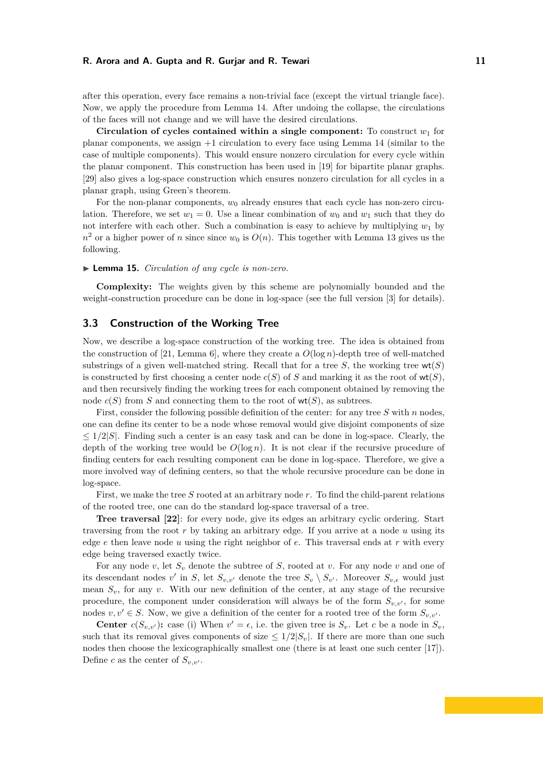after this operation, every face remains a non-trivial face (except the virtual triangle face). Now, we apply the procedure from Lemma 14. After undoing the collapse, the circulations of the faces will not change and we will have the desired circulations.

**Circulation of cycles contained within a single component:** To construct $w_1$ for planar components, we assign $+1$ circulation to every face using Lemma 14 (similar to the case of multiple components). This would ensure nonzero circulation for every cycle within the planar component. This construction has been used in [19] for bipartite planar graphs. [29] also gives a log-space construction which ensures nonzero circulation for all cycles in a planar graph, using Green's theorem.

For the non-planar components, $w_0$ already ensures that each cycle has non-zero circulation. Therefore, we set $w_1 = 0$. Use a linear combination of $w_0$ and $w_1$ such that they do not interfere with each other. Such a combination is easy to achieve by multiplying $w_1$ by $n^2$ or a higher power of $n$ since $w_0$ is $O(n)$. This together with Lemma 13 gives us the following.

▶ **Lemma 15.** *Circulation of any cycle is non-zero.*

**Complexity:** The weights given by this scheme are polynomially bounded and the weight-construction procedure can be done in log-space (see the full version [3] for details).

## 3.3 Construction of the Working Tree

Now, we describe a log-space construction of the working tree. The idea is obtained from the construction of [21, Lemma 6], where they create a $O(\log n)$-depth tree of well-matched substrings of a given well-matched string. Recall that for a tree $S$, the working tree $\mathsf{wt}(S)$ is constructed by first choosing a center node $c(S)$ of $S$ and marking it as the root of $\mathsf{wt}(S)$, and then recursively finding the working trees for each component obtained by removing the node $c(S)$ from $S$ and connecting them to the root of $\mathsf{wt}(S)$, as subtrees.

First, consider the following possible definition of the center: for any tree $S$ with $n$ nodes, one can define its center to be a node whose removal would give disjoint components of size $\leq 1/2|S|$. Finding such a center is an easy task and can be done in log-space. Clearly, the depth of the working tree would be $O(\log n)$. It is not clear if the recursive procedure of finding centers for each resulting component can be done in log-space. Therefore, we give a more involved way of defining centers, so that the whole recursive procedure can be done in log-space.

First, we make the tree $S$ rooted at an arbitrary node $r$. To find the child-parent relations of the rooted tree, one can do the standard log-space traversal of a tree.

**Tree traversal [22]**: for every node, give its edges an arbitrary cyclic ordering. Start traversing from the root $r$ by taking an arbitrary edge. If you arrive at a node $u$ using its edge $e$ then leave node $u$ using the right neighbor of $e$. This traversal ends at $r$ with every edge being traversed exactly twice.

For any node $v$, let $S_v$ denote the subtree of $S$, rooted at $v$. For any node $v$ and one of its descendant nodes $v'$ in $S$, let $S_{v,v'}$ denote the tree $S_v \setminus S_{v'}$. Moreover $S_{v,\epsilon}$ would just mean $S_v$, for any $v$. With our new definition of the center, at any stage of the recursive procedure, the component under consideration will always be of the form $S_{v,v'}$, for some nodes $v, v' \in S$. Now, we give a definition of the center for a rooted tree of the form $S_{v,v'}$.

**Center $c(S_{v,v'})$:** case (i) When $v' = \epsilon$, i.e. the given tree is $S_v$. Let $c$ be a node in $S_v$, such that its removal gives components of size $\leq 1/2|S_v|$. If there are more than one such nodes then choose the lexicographically smallest one (there is at least one such center [17]). Define $c$ as the center of $S_{v,v'}$.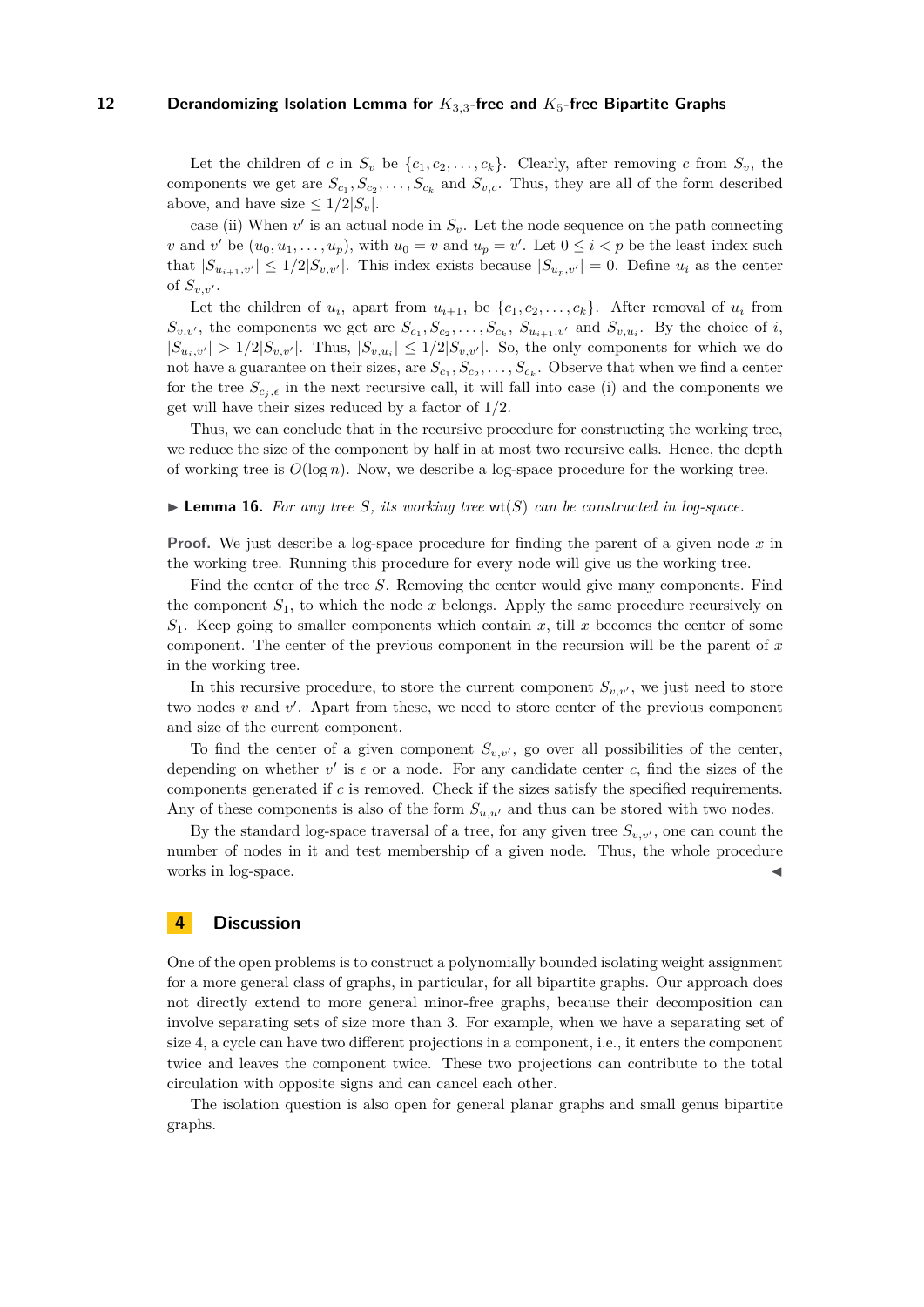Let the children of $c$ in $S_v$ be $\{c_1, c_2, \ldots, c_k\}$. Clearly, after removing $c$ from $S_v$, the components we get are $S_{c_1}, S_{c_2}, \ldots, S_{c_k}$ and $S_{v,c}$. Thus, they are all of the form described above, and have size $\leq 1/2|S_v|$.

case (ii) When $v'$ is an actual node in $S_v$. Let the node sequence on the path connecting $v$ and $v'$ be $(u_0, u_1, \ldots, u_p)$, with $u_0 = v$ and $u_p = v'$. Let $0 \leq i < p$ be the least index such that $|S_{u_{i+1},v'}| \leq 1/2|S_{v,v'}|$. This index exists because $|S_{u_p,v'}| = 0$. Define $u_i$ as the center of $S_{v,v'}$.

Let the children of $u_i$, apart from $u_{i+1}$, be $\{c_1, c_2, \ldots, c_k\}$. After removal of $u_i$ from $S_{v,v'}$, the components we get are $S_{c_1}, S_{c_2}, \ldots, S_{c_k}$, $S_{u_{i+1},v'}$ and $S_{v,u_i}$. By the choice of $i$, $|S_{u_i,v'}| > 1/2|S_{v,v'}|$. Thus, $|S_{v,u_i}| \leq 1/2|S_{v,v'}|$. So, the only components for which we do not have a guarantee on their sizes, are $S_{c_1}, S_{c_2}, \ldots, S_{c_k}$. Observe that when we find a center for the tree $S_{c_j,\epsilon}$ in the next recursive call, it will fall into case (i) and the components we get will have their sizes reduced by a factor of $1/2$.

Thus, we can conclude that in the recursive procedure for constructing the working tree, we reduce the size of the component by half in at most two recursive calls. Hence, the depth of working tree is $O(\log n)$. Now, we describe a log-space procedure for the working tree.

▶ **Lemma 16.** *For any tree $S$, its working tree $\mathsf{wt}(S)$ can be constructed in log-space.*

**Proof.** We just describe a log-space procedure for finding the parent of a given node $x$ in the working tree. Running this procedure for every node will give us the working tree.

Find the center of the tree $S$. Removing the center would give many components. Find the component $S_1$, to which the node $x$ belongs. Apply the same procedure recursively on $S_1$. Keep going to smaller components which contain $x$, till $x$ becomes the center of some component. The center of the previous component in the recursion will be the parent of $x$ in the working tree.

In this recursive procedure, to store the current component $S_{v,v'}$, we just need to store two nodes $v$ and $v'$. Apart from these, we need to store center of the previous component and size of the current component.

To find the center of a given component $S_{v,v'}$, go over all possibilities of the center, depending on whether $v'$ is $\epsilon$ or a node. For any candidate center $c$, find the sizes of the components generated if $c$ is removed. Check if the sizes satisfy the specified requirements. Any of these components is also of the form $S_{u,u'}$ and thus can be stored with two nodes.

By the standard log-space traversal of a tree, for any given tree $S_{v,v'}$, one can count the number of nodes in it and test membership of a given node. Thus, the whole procedure works in log-space. ◀

## 4 Discussion

One of the open problems is to construct a polynomially bounded isolating weight assignment for a more general class of graphs, in particular, for all bipartite graphs. Our approach does not directly extend to more general minor-free graphs, because their decomposition can involve separating sets of size more than 3. For example, when we have a separating set of size 4, a cycle can have two different projections in a component, i.e., it enters the component twice and leaves the component twice. These two projections can contribute to the total circulation with opposite signs and can cancel each other.

The isolation question is also open for general planar graphs and small genus bipartite graphs.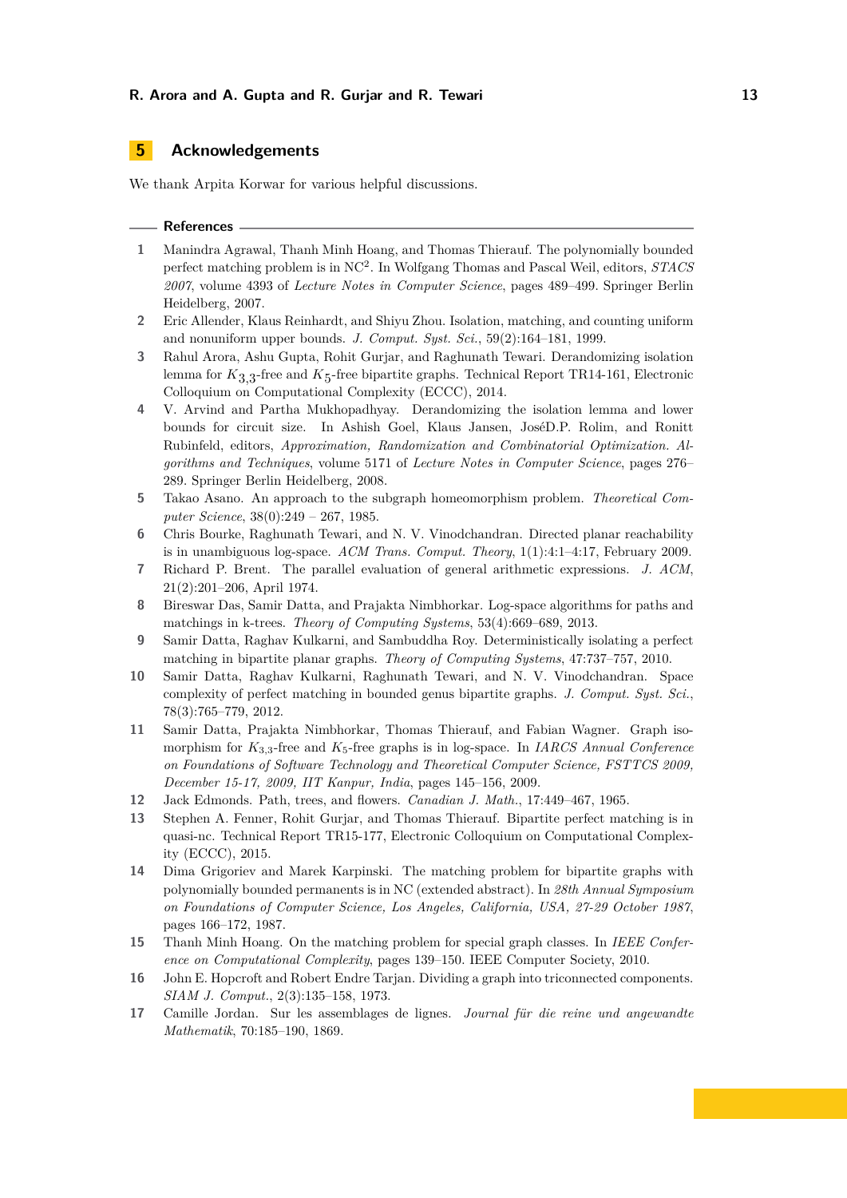## 5 Acknowledgements

We thank Arpita Korwar for various helpful discussions.

## References

1. Manindra Agrawal, Thanh Minh Hoang, and Thomas Thierauf. The polynomially bounded perfect matching problem is in $NC^2$. In Wolfgang Thomas and Pascal Weil, editors, *STACS 2007*, volume 4393 of *Lecture Notes in Computer Science*, pages 489–499. Springer Berlin Heidelberg, 2007.
2. Eric Allender, Klaus Reinhardt, and Shiyu Zhou. Isolation, matching, and counting uniform and nonuniform upper bounds. *J. Comput. Syst. Sci.*, 59(2):164–181, 1999.
3. Rahul Arora, Ashu Gupta, Rohit Gurjar, and Raghunath Tewari. Derandomizing isolation lemma for $K_{3,3}$-free and $K_5$-free bipartite graphs. Technical Report TR14-161, Electronic Colloquium on Computational Complexity (ECCC), 2014.
4. V. Arvind and Partha Mukhopadhyay. Derandomizing the isolation lemma and lower bounds for circuit size. In Ashish Goel, Klaus Jansen, JoséD.P. Rolim, and Ronitt Rubinfeld, editors, *Approximation, Randomization and Combinatorial Optimization. Algorithms and Techniques*, volume 5171 of *Lecture Notes in Computer Science*, pages 276–289. Springer Berlin Heidelberg, 2008.
5. Takao Asano. An approach to the subgraph homeomorphism problem. *Theoretical Computer Science*, 38(0):249 – 267, 1985.
6. Chris Bourke, Raghunath Tewari, and N. V. Vinodchandran. Directed planar reachability is in unambiguous log-space. *ACM Trans. Comput. Theory*, 1(1):4:1–4:17, February 2009.
7. Richard P. Brent. The parallel evaluation of general arithmetic expressions. *J. ACM*, 21(2):201–206, April 1974.
8. Bireswar Das, Samir Datta, and Prajakta Nimbhorkar. Log-space algorithms for paths and matchings in k-trees. *Theory of Computing Systems*, 53(4):669–689, 2013.
9. Samir Datta, Raghav Kulkarni, and Sambuddha Roy. Deterministically isolating a perfect matching in bipartite planar graphs. *Theory of Computing Systems*, 47:737–757, 2010.
10. Samir Datta, Raghav Kulkarni, Raghunath Tewari, and N. V. Vinodchandran. Space complexity of perfect matching in bounded genus bipartite graphs. *J. Comput. Syst. Sci.*, 78(3):765–779, 2012.
11. Samir Datta, Prajakta Nimbhorkar, Thomas Thierauf, and Fabian Wagner. Graph isomorphism for $K_{3,3}$-free and $K_5$-free graphs is in log-space. In *IARCS Annual Conference on Foundations of Software Technology and Theoretical Computer Science, FSTTCS 2009, December 15-17, 2009, IIT Kanpur, India*, pages 145–156, 2009.
12. Jack Edmonds. Path, trees, and flowers. *Canadian J. Math.*, 17:449–467, 1965.
13. Stephen A. Fenner, Rohit Gurjar, and Thomas Thierauf. Bipartite perfect matching is in quasi-nc. Technical Report TR15-177, Electronic Colloquium on Computational Complexity (ECCC), 2015.
14. Dima Grigoriev and Marek Karpinski. The matching problem for bipartite graphs with polynomially bounded permanents is in NC (extended abstract). In *28th Annual Symposium on Foundations of Computer Science, Los Angeles, California, USA, 27-29 October 1987*, pages 166–172, 1987.
15. Thanh Minh Hoang. On the matching problem for special graph classes. In *IEEE Conference on Computational Complexity*, pages 139–150. IEEE Computer Society, 2010.
16. John E. Hopcroft and Robert Endre Tarjan. Dividing a graph into triconnected components. *SIAM J. Comput.*, 2(3):135–158, 1973.
17. Camille Jordan. Sur les assemblages de lignes. *Journal für die reine und angewandte Mathematik*, 70:185–190, 1869.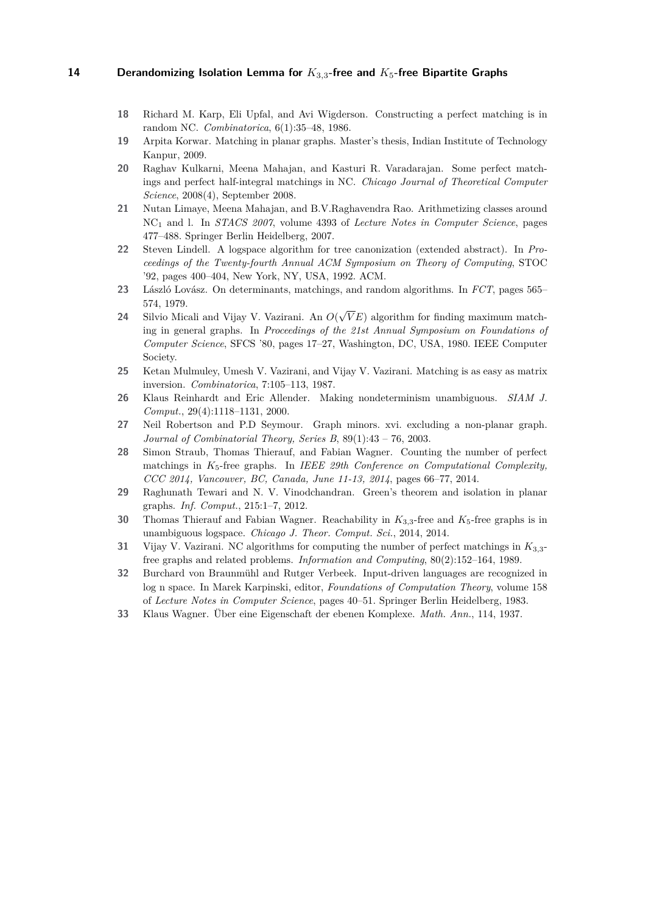18 Richard M. Karp, Eli Upfal, and Avi Wigderson. Constructing a perfect matching is in random NC. *Combinatorica*, 6(1):35–48, 1986.

19 Arpita Korwar. Matching in planar graphs. Master's thesis, Indian Institute of Technology Kanpur, 2009.

20 Raghav Kulkarni, Meena Mahajan, and Kasturi R. Varadarajan. Some perfect matchings and perfect half-integral matchings in NC. *Chicago Journal of Theoretical Computer Science*, 2008(4), September 2008.

21 Nutan Limaye, Meena Mahajan, and B.V.Raghavendra Rao. Arithmetizing classes around $\text{NC}_1$ and l. In *STACS 2007*, volume 4393 of *Lecture Notes in Computer Science*, pages 477–488. Springer Berlin Heidelberg, 2007.

22 Steven Lindell. A logspace algorithm for tree canonization (extended abstract). In *Proceedings of the Twenty-fourth Annual ACM Symposium on Theory of Computing*, STOC '92, pages 400–404, New York, NY, USA, 1992. ACM.

23 László Lovász. On determinants, matchings, and random algorithms. In *FCT*, pages 565–574, 1979.

24 Silvio Micali and Vijay V. Vazirani. An $O(\sqrt{V}E)$ algorithm for finding maximum matching in general graphs. In *Proceedings of the 21st Annual Symposium on Foundations of Computer Science*, SFCS '80, pages 17–27, Washington, DC, USA, 1980. IEEE Computer Society.

25 Ketan Mulmuley, Umesh V. Vazirani, and Vijay V. Vazirani. Matching is as easy as matrix inversion. *Combinatorica*, 7:105–113, 1987.

26 Klaus Reinhardt and Eric Allender. Making nondeterminism unambiguous. *SIAM J. Comput.*, 29(4):1118–1131, 2000.

27 Neil Robertson and P.D Seymour. Graph minors. xvi. excluding a non-planar graph. *Journal of Combinatorial Theory, Series B*, 89(1):43 – 76, 2003.

28 Simon Straub, Thomas Thierauf, and Fabian Wagner. Counting the number of perfect matchings in $K_5$-free graphs. In *IEEE 29th Conference on Computational Complexity, CCC 2014, Vancouver, BC, Canada, June 11-13, 2014*, pages 66–77, 2014.

29 Raghunath Tewari and N. V. Vinodchandran. Green's theorem and isolation in planar graphs. *Inf. Comput.*, 215:1–7, 2012.

30 Thomas Thierauf and Fabian Wagner. Reachability in $K_{3,3}$-free and $K_5$-free graphs is in unambiguous logspace. *Chicago J. Theor. Comput. Sci.*, 2014, 2014.

31 Vijay V. Vazirani. NC algorithms for computing the number of perfect matchings in $K_{3,3}$-free graphs and related problems. *Information and Computing*, 80(2):152–164, 1989.

32 Burchard von Braunmühl and Rutger Verbeek. Input-driven languages are recognized in log n space. In Marek Karpinski, editor, *Foundations of Computation Theory*, volume 158 of *Lecture Notes in Computer Science*, pages 40–51. Springer Berlin Heidelberg, 1983.

33 Klaus Wagner. Über eine Eigenschaft der ebenen Komplexe. *Math. Ann.*, 114, 1937.